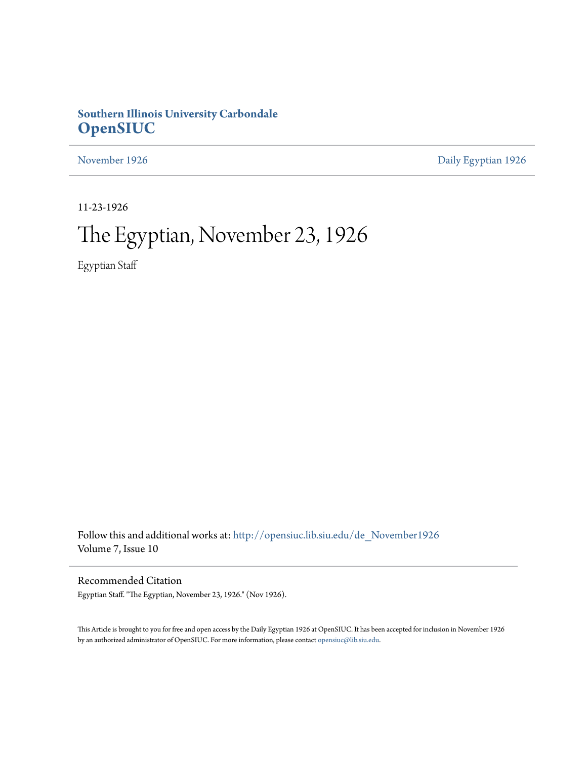**Southern Illinois University Carbondale**
**OpenSIUC**

November 1926 | Daily Egyptian 1926

11-23-1926

# The Egyptian, November 23, 1926

Egyptian Staff

Follow this and additional works at: http://opensiuc.lib.siu.edu/de_November1926
Volume 7, Issue 10

## Recommended Citation

Egyptian Staff. "The Egyptian, November 23, 1926." (Nov 1926).

This Article is brought to you for free and open access by the Daily Egyptian 1926 at OpenSIUC. It has been accepted for inclusion in November 1926 by an authorized administrator of OpenSIUC. For more information, please contact opensiuc@lib.siu.edu.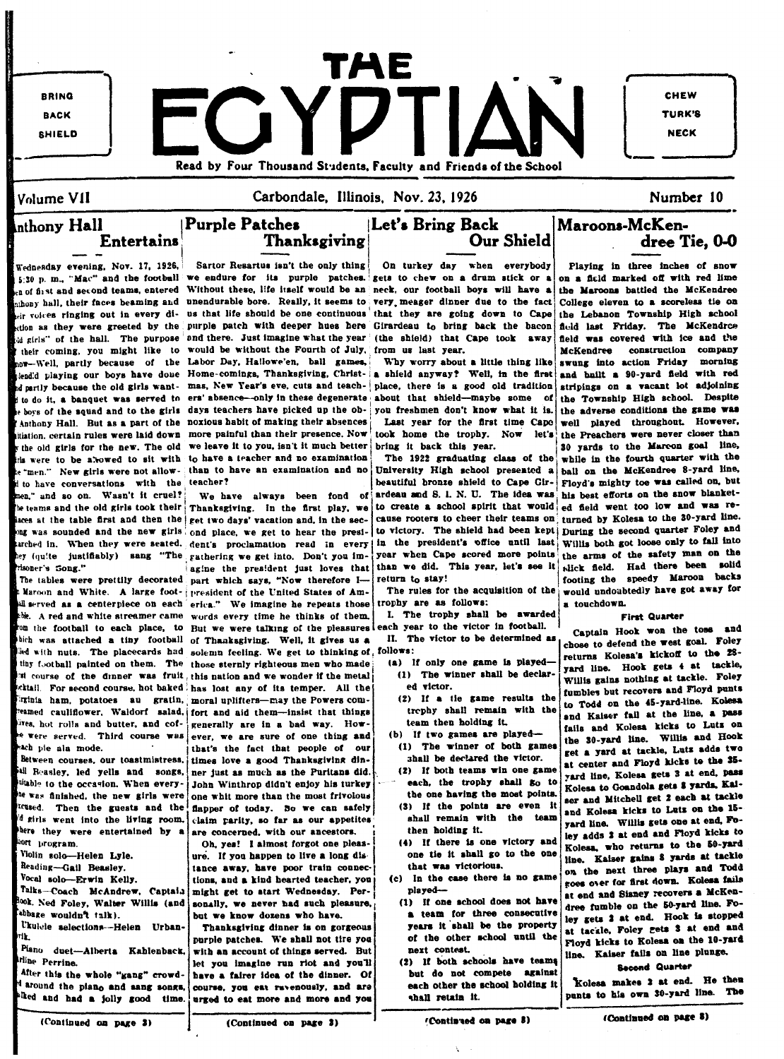BRING BACK SHIELD

# THE EGYPTIAN

CHEW TURK'S NECK

Read by Four Thousand Students, Faculty and Friends of the School

Volume VII — Carbondale, Illinois, Nov. 23, 1926 — Number 10

## Anthony Hall Entertains

Wednesday evening, Nov. 17, 1926, 5:30 p. m., "Mac" and the football men of first and second teams, entered Anthony hall, their faces beaming and their voices ringing out in every direction as they were greeted by the old girls" of the hall. The purpose of their coming, you might like to know—Well, partly because of the splendid playing our boys have done and partly because the old girls wanted to do it, a banquet was served to the boys of the squad and to the girls of Anthony Hall. But as a part of the initiation, certain rules were laid down by the old girls for the new. The old girls were to be allowed to sit with the "men." New girls were not allowed to have conversations with the men," and so on. Wasn't it cruel? The teams and the old girls took their places at the table first and then the gong was sounded and the new girls marched in. When they were seated, they (quite justifiably) sang "The Prisoner's Song."

The tables were prettily decorated in Maroon and White. A large football served as a centerpiece on each table. A red and white streamer came from the football to each place, to which was attached a tiny football filled with nuts. The placecards had tiny football painted on them. The first course of the dinner was fruit cocktail. For second course, hot baked Virginia ham, potatoes au gratin, creamed cauliflower, Waldorf salad, olives, hot rolls and butter, and coffee were served. Third course was peach pie ala mode.

Between courses, our toastmistress, Gail Beasley, led yells and songs, suitable to the occasion. When everyone was finished, the new girls were excused. Then the guests and the old girls went into the living room, where they were entertained by a short program.

Violin solo—Helen Lyle.

Reading—Gail Beasley.

Vocal solo—Erwin Kelly.

Talks—Coach McAndrew, Captain Hook, Ned Foley, Walter Willis (and Babbage wouldn't talk).

Ukulele selections—Helen Urbanvik.

Piano duet—Alberta Kahlenback, Arline Perrine.

After this the whole "gang" crowded around the piano and sang songs, talked and had a jolly good time.

(Continued on page 3)

## Purple Patches Thanksgiving

Sartor Resartus isn't the only thing we endure for its purple patches. Without these, life itself would be an unendurable bore. Really, it seems to us that life should be one continuous purple patch with deeper hues here and there. Just imagine what the year would be without the Fourth of July, Labor Day, Hallowe'en, ball games, Home-comings, Thanksgiving, Christmas, New Year's eve, cuts and teachers' absence—only in these degenerate days teachers have picked up the obnoxious habit of making their absences more painful than their presence. Now we leave it to you, isn't it much better to have a teacher and no examination than to have an examination and no teacher?

We have always been fond of Thanksgiving. In the first play, we get two days' vacation and, in the second place, we get to hear the president's proclamation read in every gathering we get into. Don't you imagine the president just loves that part which says, "Now therefore I—president of the United States of America." We imagine he repeats those words every time he thinks of them. But we were talking of the pleasures of Thanksgiving. Well, it gives us a solemn feeling. We get to thinking of those sternly righteous men who made this nation and we wonder if the metal has lost any of its temper. All the moral uplifters—may the Powers comfort and aid them—insist that things generally are in a bad way. However, we are sure of one thing and that's the fact that people of our times love a good Thanksgiving dinner just as much as the Puritans did. John Winthrop didn't enjoy his turkey one whit more than the most frivolous flapper of today. So we can safely claim parity, so far as our appetites are concerned, with our ancestors.

Oh, yes! I almost forgot one pleasure. If you happen to live a long distance away, have poor train connections, and a kind hearted teacher, you might get to start Wednesday. Personally, we never had such pleasure, but we know dozens who have.

Thanksgiving dinner is on gorgeous purple patches. We shall not tire you with an account of things served. But let you imagine run riot and you'll have a fairer idea of the dinner. Of course, you eat ravenously, and are urged to eat more and more and you

(Continued on page 3)

## Let's Bring Back Our Shield

On turkey day when everybody gets to chew on a drum stick or a neck, our football boys will have a very meager dinner due to the fact that they are going down to Cape Girardeau to bring back the bacon (the shield) that Cape took away from us last year.

Why worry about a little thing like a shield anyway? Well, in the first place, there is a good old tradition about that shield—maybe some of you freshmen don't know what it is.

Last year for the first time Cape took home the trophy. Now let's bring it back this year.

The 1922 graduating class of the University High school presented a beautiful bronze shield to Cape Girardeau and S. I. N. U. The idea was to create a school spirit that would cause rooters to cheer their teams on to victory. The shield had been kept in the president's office until last year when Cape scored more points than we did. This year, let's see it return to stay!

The rules for the acquisition of the trophy are as follows:

I. The trophy shall be awarded each year to the victor in football.

II. The victor to be determined as follows:

- (a) If only one game is played—
  - (1) The winner shall be declared victor.
  - (2) If a tie game results the trophy shall remain with the team then holding it.
- (b) If two games are played—
  - (1) The winner of both games shall be declared the victor.
  - (2) If both teams win one game each, the trophy shall go to the one having the most points.
  - (3) If the points are even it shall remain with the team then holding it.
  - (4) If there is one victory and one tie it shall go to the one that was victorious.
- (c) In the case there is no game played—
  - (1) If one school does not have a team for three consecutive years it shall be the property of the other school until the next contest.
  - (2) If both schools have teams but do not compete against each other the school holding it shall retain it.

(Continued on page 8)

## Maroons-McKendree Tie, 0-0

Playing in three inches of snow on a field marked off with red lime the Maroons battled the McKendree College eleven to a scoreless tie on the Lebanon Township High school field last Friday. The McKendree field was covered with ice and the McKendree construction company swung into action Friday morning and built a 90-yard field with red stripings on a vacant lot adjoining the Township High school. Despite the adverse conditions the game was well played throughout. However, the Preachers were never closer than 30 yards to the Maroon goal line, while in the fourth quarter with the ball on the McKendree 8-yard line, Floyd's mighty toe was called on, but his best efforts on the snow blanketed field went too low and was returned by Kolesa to the 30-yard line. During the second quarter Foley and Willis both got loose only to fall into the arms of the safety man on the slick field. Had there been solid footing the speedy Maroon backs would undoubtedly have got away for a touchdown.

### First Quarter

Captain Hook won the toss and chose to defend the west goal. Foley returns Kolesa's kickoff to the 28-yard line. Hook gets 4 at tackle, Willis gains nothing at tackle. Foley fumbles but recovers and Floyd punts to Todd on the 45-yard-line. Kolesa and Kaiser fail at the line, a pass fails and Kolesa kicks to Lutz on the 30-yard line. Willis and Hook get a yard at tackle, Lutz adds two at center and Floyd kicks to the 35-yard line, Kolesa gets 3 at end, pass Kolesa to Goandola gets 8 yards. Kaiser and Mitchell get 2 each at tackle and Kolesa kicks to Lutz on the 15-yard line. Willis gets one at end, Foley adds 2 at end and Floyd kicks to Kolesa, who returns to the 50-yard line. Kaiser gains 8 yards at tackle on the next three plays and Todd goes over for first down. Kolesa fails at end and Sisney recovers a McKendree fumble on the 50-yard line. Foley gets 2 at end. Hook is stopped at tackle, Foley gets 3 at end and Floyd kicks to Kolesa on the 10-yard line. Kaiser fails on line plunge.

### Second Quarter

Kolesa makes 2 at end. He then punts to his own 30-yard line. The

(Continued on page 8)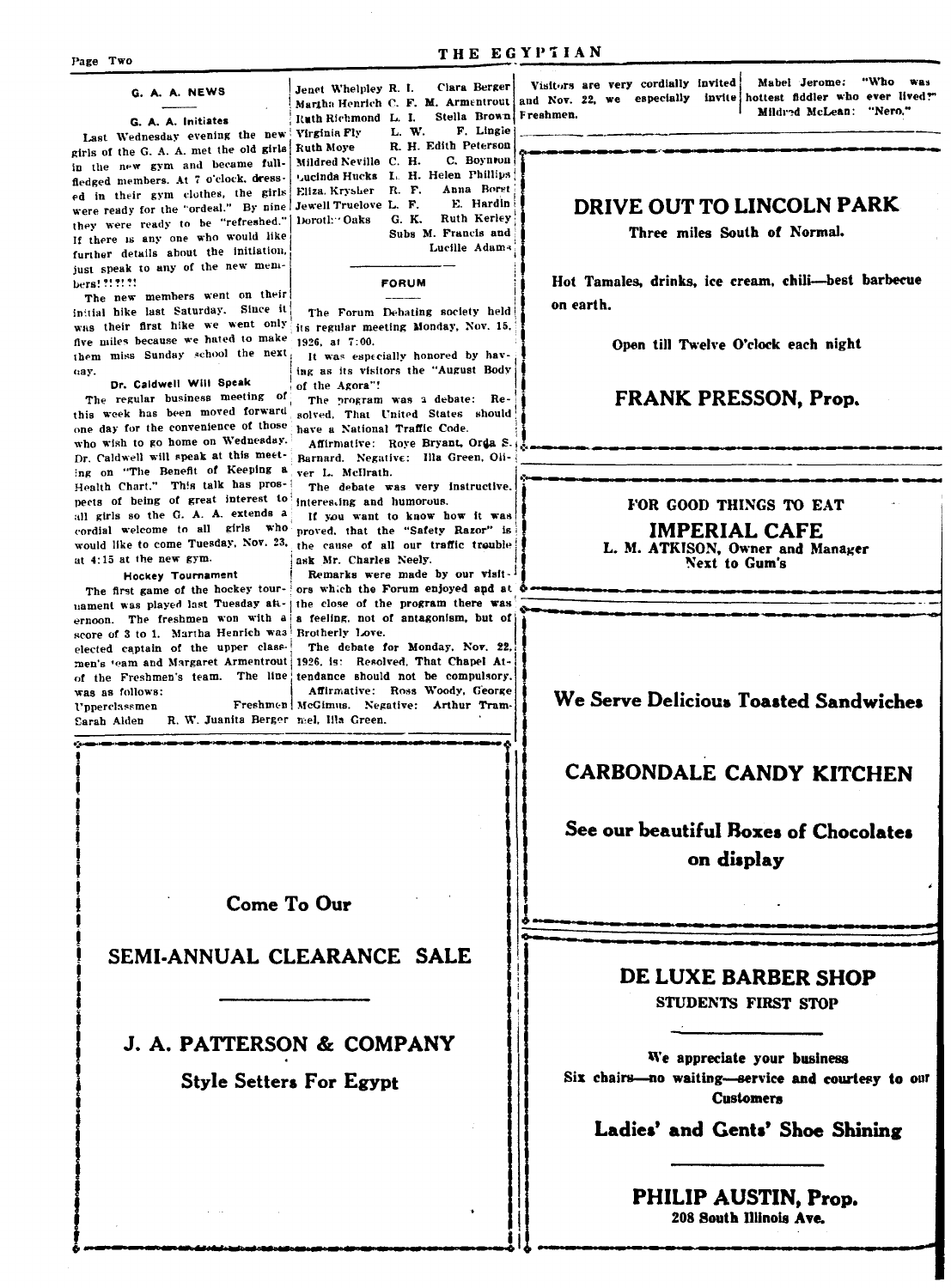## G. A. A. NEWS

### G. A. A. Initiates

Last Wednesday evening the new girls of the G. A. A. met the old girls in the new gym and became full-fledged members. At 7 o'clock, dressed in their gym clothes, the girls were ready for the "ordeal." By nine they were ready to be "refreshed." If there is any one who would like further details about the initiation, just speak to any of the new members! ?! ?! ?!

The new members went on their initial hike last Saturday. Since it was their first hike we went only five miles because we hated to make them miss Sunday school the next day.

### Dr. Caldwell Will Speak

The regular business meeting of this week has been moved forward one day for the convenience of those who wish to go home on Wednesday. Dr. Caldwell will speak at this meeting on "The Benefit of Keeping a Health Chart." This talk has prospects of being of great interest to all girls so the G. A. A. extends a cordial welcome to all girls who would like to come Tuesday, Nov. 23, at 4:15 at the new gym.

### Hockey Tournament

The first game of the hockey tournament was played last Tuesday afternoon. The freshmen won with a score of 3 to 1. Martha Henrich was elected captain of the upper classmen's team and Margaret Armentrout of the Freshmen's team. The line was as follows:

| Upperclassmen | | Freshmen |
|---|---|---|
| Sarah Alden | R. W. | Juanita Berger |
| Jenet Whelpley | R. I. | Clara Berger |
| Martha Henrich | C. F. | M. Armentrout |
| Ruth Richmond | L. I. | Stella Brown |
| Virginia Fly | L. W. | F. Lingle |
| Ruth Moye | R. H. | Edith Peterson |
| Mildred Neville | C. H. | C. Boynton |
| Lucinda Hucks | L. H. | Helen Phillips |
| Eliza Krysher | R. F. | Anna Borst |
| Jewell Truelove | L. F. | E. Hardin |
| Dorothy Oaks | G. K. | Ruth Kerley |

Subs M. Francis and Lucille Adams

## FORUM

The Forum Debating society held its regular meeting Monday, Nov. 15, 1926, at 7:00.

It was especially honored by having as its visitors the "August Body of the Agora"!

The program was a debate: Resolved, That United States should have a National Traffic Code.

Affirmative: Roye Bryant, Orda S. Barnard. Negative: Illa Green, Oliver L. McIlrath.

The debate was very instructive, interesting and humorous.

If you want to know how it was proved, that the "Safety Razor" is the cause of all our traffic trouble ask Mr. Charles Neely.

Remarks were made by our visitors which the Forum enjoyed and at the close of the program there was a feeling, not of antagonism, but of Brotherly Love.

The debate for Monday, Nov. 22, 1926, is: Resolved, That Chapel Attendance should not be compulsory.

Affirmative: Ross Woody, George McGimus. Negative: Arthur Trammel, Illa Green.

Visitors are very cordially invited and Nov. 22, we especially invite Freshmen.

Mabel Jerome: "Who was hottest fiddler who ever lived?"
Mildred McLean: "Nero."

---

## DRIVE OUT TO LINCOLN PARK

**Three miles South of Normal.**

**Hot Tamales, drinks, ice cream, chili—best barbecue on earth.**

**Open till Twelve O'clock each night**

## FRANK PRESSON, Prop.

---

**FOR GOOD THINGS TO EAT**

## IMPERIAL CAFE

**L. M. ATKISON, Owner and Manager**
**Next to Gum's**

---

## We Serve Delicious Toasted Sandwiches

## CARBONDALE CANDY KITCHEN

**See our beautiful Boxes of Chocolates on display**

---

**Come To Our**

## SEMI-ANNUAL CLEARANCE SALE

## J. A. PATTERSON & COMPANY

**Style Setters For Egypt**

---

## DE LUXE BARBER SHOP

**STUDENTS FIRST STOP**

**We appreciate your business**
**Six chairs—no waiting—service and courtesy to our Customers**

**Ladies' and Gents' Shoe Shining**

## PHILIP AUSTIN, Prop.

**208 South Illinois Ave.**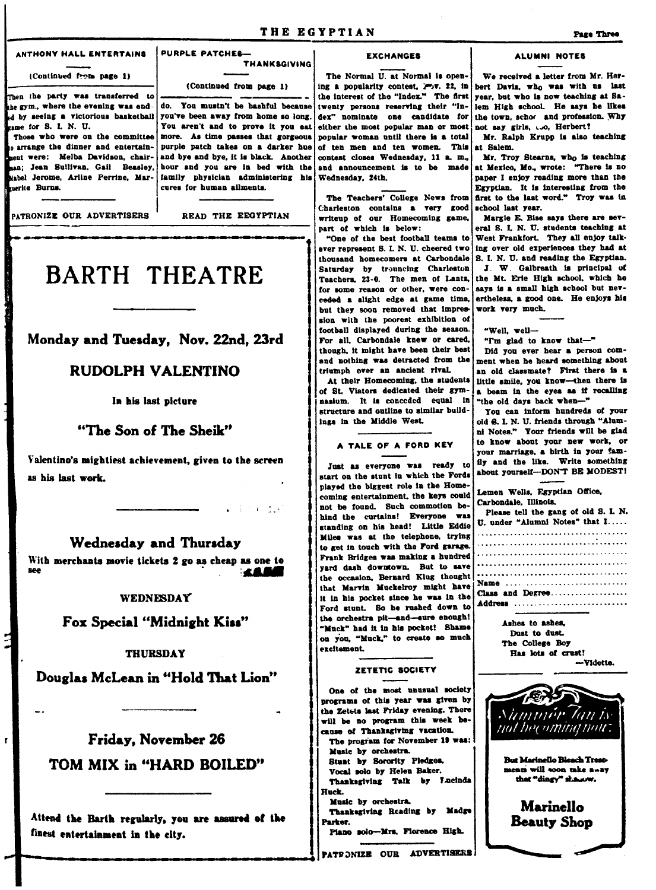## ANTHONY HALL ENTERTAINS

(Continued from page 1)

Then the party was transferred to the gym., where the evening was ended by seeing a victorious basketball game for S. I. N. U.

Those who were on the committee to arrange the dinner and entertainment were: Melba Davidson, chairman; Jean Sullivan, Gail Beasley, Mabel Jerome, Arline Perrine, Marguerite Burns.

PATRONIZE OUR ADVERTISERS

## PURPLE PATCHES—THANKSGIVING

(Continued from page 1)

do. You mustn't be bashful because you've been away from home so long. You aren't and to prove it you eat more. As time passes that gorgeous purple patch takes on a darker hue and bye and bye, it is black. Another hour and you are in bed with the family physician administering his cures for human ailments.

READ THE EEGYPTIAN

# BARTH THEATRE

## Monday and Tuesday, Nov. 22nd, 23rd

## RUDOLPH VALENTINO

In his last picture

## "The Son of The Sheik"

Valentino's mightiest achievement, given to the screen as his last work.

## Wednesday and Thursday

With merchants movie tickets 2 go as cheap as one to see

### WEDNESDAY

## Fox Special "Midnight Kiss"

### THURSDAY

## Douglas McLean in "Hold That Lion"

## Friday, November 26

## TOM MIX in "HARD BOILED"

Attend the Barth regularly, you are assured of the finest entertainment in the city.

## EXCHANGES

The Normal U. at Normal is opening a popularity contest, Nov. 22, in the interest of the "Index." The first twenty persons reserving their "Index" nominate one candidate for either the most popular man or most popular woman until there is a total of ten men and ten women. This contest closes Wednesday, 11 a. m., and announcement is to be made Wednesday, 24th.

The Teachers' College News from Charleston contains a very good writeup of our Homecoming game, part of which is below:

"One of the best football teams to ever represent S. I. N. U. cheered two thousand homecomers at Carbondale Saturday by trouncing Charleston Teachers, 23-0. The men of Lantz, for some reason or other, were conceded a slight edge at game time, but they soon removed that impression with the poorest exhibition of football displayed during the season. For all. Carbondale knew or cared, though, it might have been their best and nothing was detracted from the triumph over an ancient rival.

At their Homecoming, the students of St. Viators dedicated their gymnasium. It is conceded equal in structure and outline to similar buildings in the Middle West.

## A TALE OF A FORD KEY

Just as everyone was ready to start on the stunt in which the Fords played the biggest role in the Homecoming entertainment, the keys could not be found. Such commotion behind the curtains! Everyone was standing on his head! Little Eddie Miles was at the telephone, trying to get in touch with the Ford garage. Frank Bridges was making a hundred yard dash downtown. But to save the occasion, Bernard Klug thought that Marvin Muckelroy might have it in his pocket since he was in the Ford stunt. So he rushed down to the orchestra pit—and—sure enough! "Muck" had it in his pocket! Shame on you, "Muck," to create so much excitement.

## ZETETIC SOCIETY

One of the most unusual society programs of this year was given by the Zetets last Friday evening. There will be no program this week because of Thanksgiving vacation.

The program for November 19 was:

Music by orchestra.

Stunt by Sorority Pledges.

Vocal solo by Helen Baker.

Thanksgiving Talk by Lucinda Huck.

Music by orchestra.

Thanksgiving Reading by Madge Parker.

Piano solo—Mrs. Florence High.

PATRONIZE OUR ADVERTISERS

## ALUMNI NOTES

We received a letter from Mr. Herbert Davis, who was with us last year, but who is now teaching at Salem High school. He says he likes the town, school and profession. Why not say girls, too, Herbert?

Mr. Ralph Krupp is also teaching at Salem.

Mr. Troy Stearns, who is teaching at Mexico, Mo., wrote: "There is no paper I enjoy reading more than the Egyptian. It is interesting from the first to the last word." Troy was in school last year.

Margie E. Bise says there are several S. I. N. U. students teaching at West Frankfort. They all enjoy talking over old experiences they had at S. I. N. U. and reading the Egyptian.

J. W. Galbreath is principal of the Mt. Erie High school, which he says is a small high school but nevertheless, a good one. He enjoys his work very much.

"Well, well—

"I'm glad to know that—"

Did you ever hear a person comment when he heard something about an old classmate? First there is a little smile, you know—then there is a beam in the eyes as if recalling "the old days back when—"

You can inform hundreds of your old S. I. N. U. friends through "Alumni Notes." Your friends will be glad to know about your new work, or your marriage, a birth in your family and the like. Write something about yourself—DON'T BE MODEST!

Lemen Wells, Egyptian Office,
Carbondale, Illinois.

Please tell the gang of old S. I. N. U. under "Alumni Notes" that I.....

..........................................

..........................................

..........................................

Name ....................................
Class and Degree.......................
Address ..................................

Ashes to ashes,
Dust to dust.
The College Boy
Has lots of crust!
—Vidette.

*Summer Tan is not becoming now:*

But Marinello Bleach Treatments will soon take away that "dingy" shadow.

**Marinello Beauty Shop**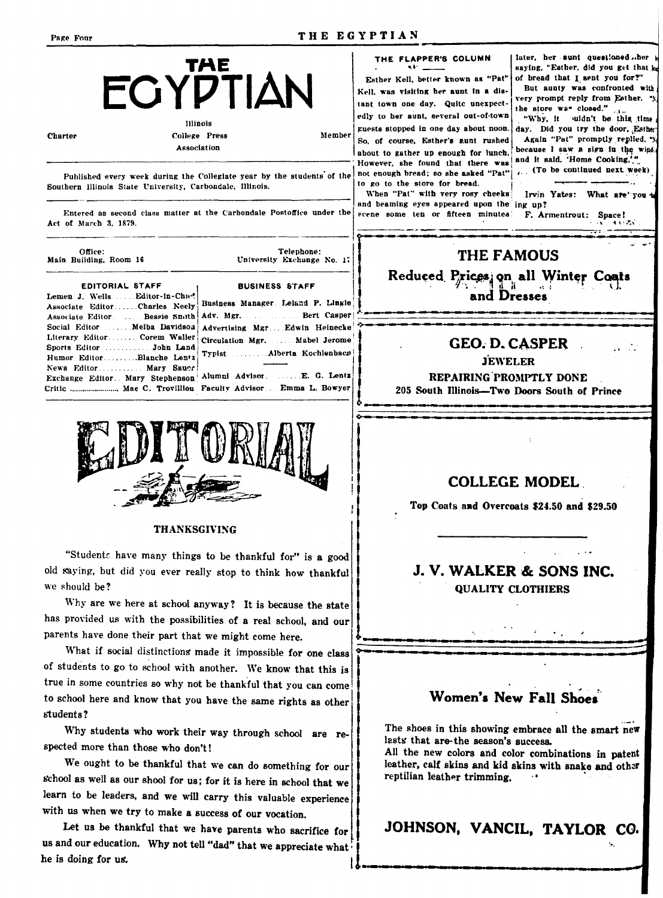# THE EGYPTIAN

Charter — Illinois College Press Association — Member

Published every week during the Collegiate year by the students of the Southern Illinois State University, Carbondale, Illinois.

Entered as second class matter at the Carbondale Postoffice under the Act of March 3, 1879.

Office: Main Building, Room 16 — Telephone: University Exchange No. 17

| EDITORIAL STAFF | | BUSINESS STAFF | |
|---|---|---|---|
| Lemen J. Wells | Editor-in-Chief | Business Manager | Leland P. Lingle |
| Associate Editor | Charles Neely | Adv. Mgr. | Bert Casper |
| Associate Editor | Bessie Smith | Advertising Mgr. | Edwin Heinecke |
| Social Editor | Melba Davidson | Circulation Mgr. | Mabel Jerome |
| Literary Editor | Corem Waller | Typist | Alberta Kochlenbach |
| Sports Editor | John Land | | |
| Humor Editor | Blanche Lentz | | |
| News Editor | Mary Sauer | | |
| Exchange Editor | Mary Stephenson | Alumni Advisor | E. G. Lentz |
| Critic | Mae C. Trovillion | Faculty Advisor | Emma L. Bowyer |

## EDITORIAL

### THANKSGIVING

"Students have many things to be thankful for" is a good old saying, but did you ever really stop to think how thankful we should be?

Why are we here at school anyway? It is because the state has provided us with the possibilities of a real school, and our parents have done their part that we might come here.

What if social distinctions made it impossible for one class of students to go to school with another. We know that this is true in some countries so why not be thankful that you can come to school here and know that you have the same rights as other students?

Why students who work their way through school are respected more than those who don't!

We ought to be thankful that we can do something for our school as well as our shool for us; for it is here in school that we learn to be leaders, and we will carry this valuable experience with us when we try to make a success of our vocation.

Let us be thankful that we have parents who sacrifice for us and our education. Why not tell "dad" that we appreciate what he is doing for us.

### THE FLAPPER'S COLUMN

Esther Kell, better known as "Pat" Kell, was visiting her aunt in a distant town one day. Quite unexpectedly to her aunt, several out-of-town guests stopped in one day about noon. So, of course, Esther's aunt rushed about to gather up enough for lunch. However, she found that there was not enough bread; so she asked "Pat" to go to the store for bread.

When "Pat" with very rosy cheeks and beaming eyes appeared upon the scene some ten or fifteen minutes later, her aunt questioned her saying, "Esther, did you get that loaf of bread that I sent you for?"

But aunty was confronted with a very prompt reply from Esther. "No, the store was closed."

"Why, it couldn't be this time of day. Did you try the door, Esther?"

Again "Pat" promptly replied, "No, because I saw a sign in the window and it said, 'Home Cooking.'"

(To be continued next week)

---

Irvin Yates: What are you taking up?

F. Armentrout: Space!

---

**THE FAMOUS**

**Reduced Prices on all Winter Coats and Dresses**

---

**GEO. D. CASPER**

**JEWELER**

**REPAIRING PROMPTLY DONE**

**205 South Illinois—Two Doors South of Prince**

---

**COLLEGE MODEL**

**Top Coats and Overcoats $24.50 and $29.50**

**J. V. WALKER & SONS INC.**

**QUALITY CLOTHIERS**

---

**Women's New Fall Shoes**

The shoes in this showing embrace all the smart new lasts that are the season's success.

All the new colors and color combinations in patent leather, calf skins and kid skins with snake and other reptilian leather trimming.

**JOHNSON, VANCIL, TAYLOR CO.**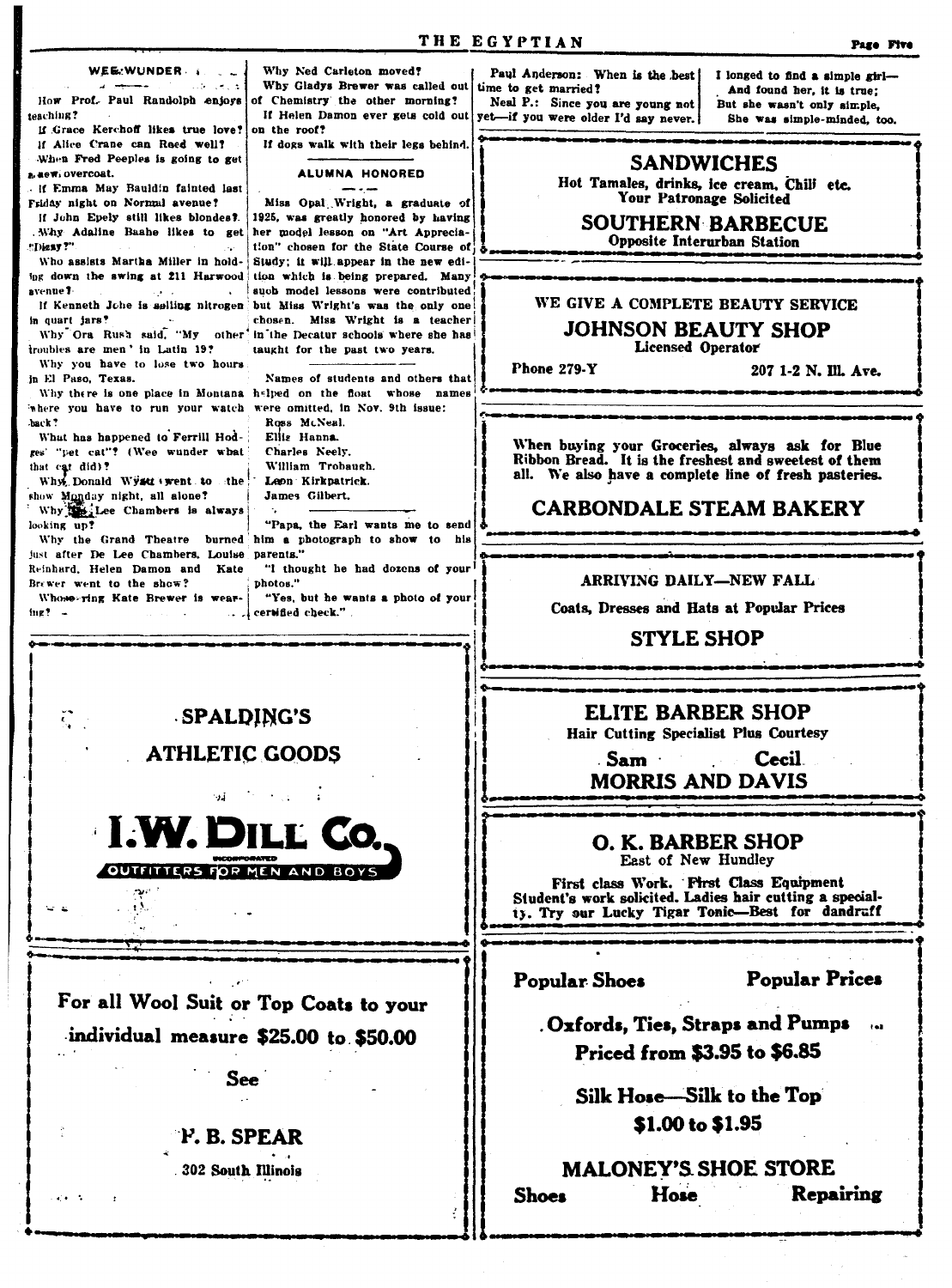### WEE WUNDER

How Prof. Paul Randolph enjoys teaching?

If Grace Kerchoff likes true love?

If Alice Crane can Reed well?

When Fred Peeples is going to get a new overcoat.

If Emma May Bauldin fainted last Friday night on Normal avenue?

If John Epely still likes blondes?

Why Adaline Baahe likes to get "Dizzy?"

Who assists Martha Miller in holding down the swing at 211 Harwood avenue?

If Kenneth Johe is selling nitrogen in quart jars?

Why Ora Rush said, "My other troubles are men" in Latin 19?

Why you have to lose two hours in El Paso, Texas.

Why there is one place in Montana where you have to run your watch back?

What has happened to Ferrill Hodges' "pet cat"? (Wee wunder what that cat did)?

Why Donald Wyatt went to the show Monday night, all alone?

Why De Lee Chambers is always looking up?

Why the Grand Theatre burned just after De Lee Chambers, Louise Reinhard, Helen Damon and Kate Brewer went to the show?

Whose ring Kate Brewer is wearing?

Why Ned Carleton moved?

Why Gladys Brewer was called out of Chemistry the other morning?

If Helen Damon ever gets cold out on the roof?

If dogs walk with their legs behind.

### ALUMNA HONORED

Miss Opal Wright, a graduate of 1925, was greatly honored by having her model lesson on "Art Appreciation" chosen for the State Course of Study; it will appear in the new edition which is being prepared. Many such model lessons were contributed but Miss Wright's was the only one chosen. Miss Wright is a teacher in the Decatur schools where she has taught for the past two years.

Names of students and others that helped on the float whose names were omitted, in Nov. 9th issue:

Ross McNeal.
Ellis Hanna.
Charles Neely.
William Trobaugh.
Leon Kirkpatrick.
James Gilbert.

"Papa, the Earl wants me to send him a photograph to show to his parents."

"I thought he had dozens of your photos."

"Yes, but he wants a photo of your certified check."

Paul Anderson: When is the best time to get married?

Neal P.: Since you are young not yet—if you were older I'd say never.

I longed to find a simple girl—
And found her, it is true;
But she wasn't only simple,
She was simple-minded, too.

---

**SANDWICHES**
Hot Tamales, drinks, ice cream, Chili etc.
Your Patronage Solicited
**SOUTHERN BARBECUE**
Opposite Interurban Station

---

WE GIVE A COMPLETE BEAUTY SERVICE
**JOHNSON BEAUTY SHOP**
Licensed Operator
Phone 279-Y — 207 1-2 N. Ill. Ave.

---

When buying your Groceries, always ask for Blue Ribbon Bread. It is the freshest and sweetest of them all. We also have a complete line of fresh pasteries.

**CARBONDALE STEAM BAKERY**

---

ARRIVING DAILY—NEW FALL
Coats, Dresses and Hats at Popular Prices
**STYLE SHOP**

---

**SPALDING'S ATHLETIC GOODS**

**I. W. DILL CO.**
INCORPORATED
OUTFITTERS FOR MEN AND BOYS

---

**ELITE BARBER SHOP**
Hair Cutting Specialist Plus Courtesy
Sam — Cecil
**MORRIS AND DAVIS**

---

**O. K. BARBER SHOP**
East of New Hundley
First class Work. First Class Equipment
Student's work solicited. Ladies hair cutting a specialty. Try our Lucky Tigar Tonic—Best for dandruff

---

For all Wool Suit or Top Coats to your individual measure $25.00 to $50.00

See

**F. B. SPEAR**
302 South Illinois

---

Popular Shoes — Popular Prices

Oxfords, Ties, Straps and Pumps
Priced from $3.95 to $6.85

Silk Hose—Silk to the Top
$1.00 to $1.95

**MALONEY'S SHOE STORE**
Shoes — Hose — Repairing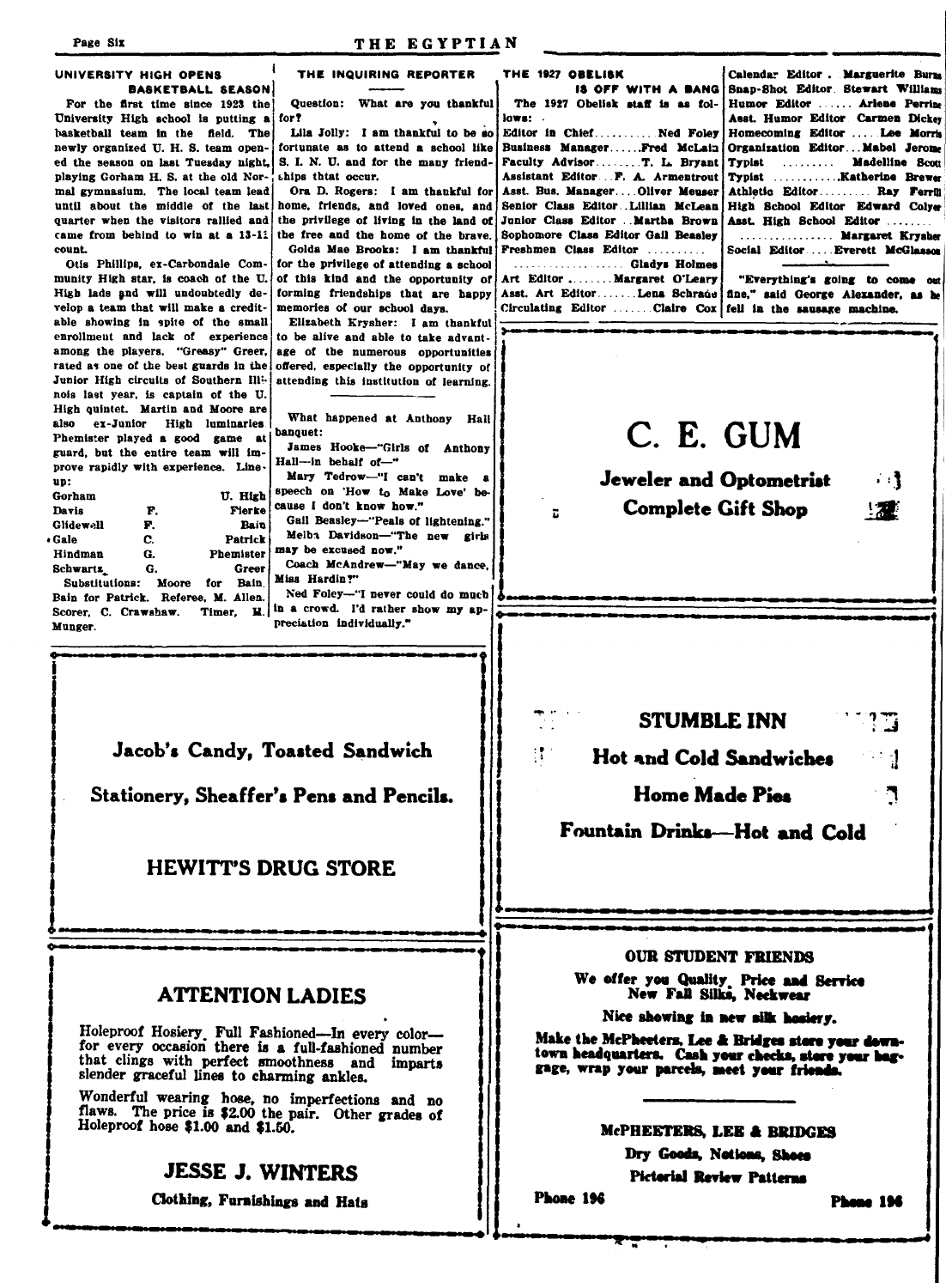## UNIVERSITY HIGH OPENS BASKETBALL SEASON

For the first time since 1923 the University High school is putting a basketball team in the field. The newly organized U. H. S. team opened the season on last Tuesday night, playing Gorham H. S. at the old Normal gymnasium. The local team lead until about the middle of the last quarter when the visitors rallied and came from behind to win at a 13-11 count.

Otis Phillips, ex-Carbondale Community High star, is coach of the U. High lads and will undoubtedly develop a team that will make a creditable showing in spite of the small enrollment and lack of experience among the players. "Greasy" Greer, rated as one of the best guards in the Junior High circuits of Southern Illinois last year, is captain of the U. High quintet. Martin and Moore are also ex-Junior High luminaries. Phemister played a good game at guard, but the entire team will improve rapidly with experience. Line-up:

| Gorham | | U. High |
|---|---|---|
| Davis | F. | Fierke |
| Glidewell | F. | Bain |
| Gale | C. | Patrick |
| Hindman | G. | Phemister |
| Schwartz | G. | Greer |

Substitutions: Moore for Bain, Bain for Patrick. Referee, M. Allen. Scorer, C. Crawshaw. Timer, H. Munger.

## THE INQUIRING REPORTER

Question: What are you thankful for?

Lila Jolly: I am thankful to be so fortunate as to attend a school like S. I. N. U. and for the many friendships thtat occur.

Ora D. Rogers: I am thankful for home, friends, and loved ones, and the privilege of living in the land of the free and the home of the brave.

Golda Mae Brooks: I am thankful for the privilege of attending a school of this kind and the opportunity of forming friendships that are happy memories of our school days.

Elizabeth Krysher: I am thankful to be alive and able to take advantage of the numerous opportunities offered, especially the opportunity of attending this institution of learning.

---

What happened at Anthony Hall banquet:

James Hooke—"Girls of Anthony Hall—in behalf of—"

Mary Tedrow—"I can't make a speech on 'How to Make Love' because I don't know how."

Gail Beasley—"Peals of lightening."

Melba Davidson—"The new girls may be excused now."

Coach McAndrew—"May we dance, Miss Hardin?"

Ned Foley—"I never could do much in a crowd. I'd rather show my appreciation individually."

## THE 1927 OBELISK IS OFF WITH A BANG

The 1927 Obelisk staff is as follows:

Editor in Chief .......... Ned Foley
Business Manager ...... Fred McLain
Faculty Advisor ........ T. L. Bryant
Assistant Editor .. F. A. Armentrout
Asst. Bus. Manager .... Oliver Meuser
Senior Class Editor .. Lillian McLean
Junior Class Editor .. Martha Brown
Sophomore Class Editor Gail Beasley
Freshmen Class Editor .......... Gladys Holmes
Art Editor ........ Margaret O'Leary
Asst. Art Editor ....... Lena Schraub
Circulating Editor ........ Claire Cox
Calendar Editor . Marguerite Burns
Snap-Shot Editor. Stewart Williams
Humor Editor ...... Arlene Perrine
Asst. Humor Editor Carmen Dickey
Homecoming Editor .... Lee Morris
Organization Editor ... Mabel Jerome
Typist ......... Madelline Scott
Typist ........... Katherine Brewer
Athletic Editor ......... Ray Ferrill
High School Editor Edward Colyer
Asst. High School Editor ........ Margaret Krysher
Social Editor ..... Everett McGlasson

---

"Everything's going to come out fine," said George Alexander, as he fell in the sausage machine.

---

# C. E. GUM

**Jeweler and Optometrist**

**Complete Gift Shop**

---

**Jacob's Candy, Toasted Sandwich**

**Stationery, Sheaffer's Pens and Pencils.**

## HEWITT'S DRUG STORE

---

## STUMBLE INN

**Hot and Cold Sandwiches**

**Home Made Pies**

**Fountain Drinks—Hot and Cold**

---

## ATTENTION LADIES

Holeproof Hosiery. Full Fashioned—In every color—for every occasion there is a full-fashioned number that clings with perfect smoothness and imparts slender graceful lines to charming ankles.

Wonderful wearing hose, no imperfections and no flaws. The price is $2.00 the pair. Other grades of Holeproof hose $1.00 and $1.50.

## JESSE J. WINTERS

**Clothing, Furnishings and Hats**

---

**OUR STUDENT FRIENDS**

**We offer you Quality, Price and Service**
**New Fall Silks, Neckwear**

**Nice showing in new silk hosiery.**

**Make the McPheeters, Lee & Bridges store your downtown headquarters. Cash your checks, store your baggage, wrap your parcels, meet your friends.**

**McPHEETERS, LEE & BRIDGES**

**Dry Goods, Notions, Shoes**

**Pictorial Review Patterns**

**Phone 196** **Phone 196**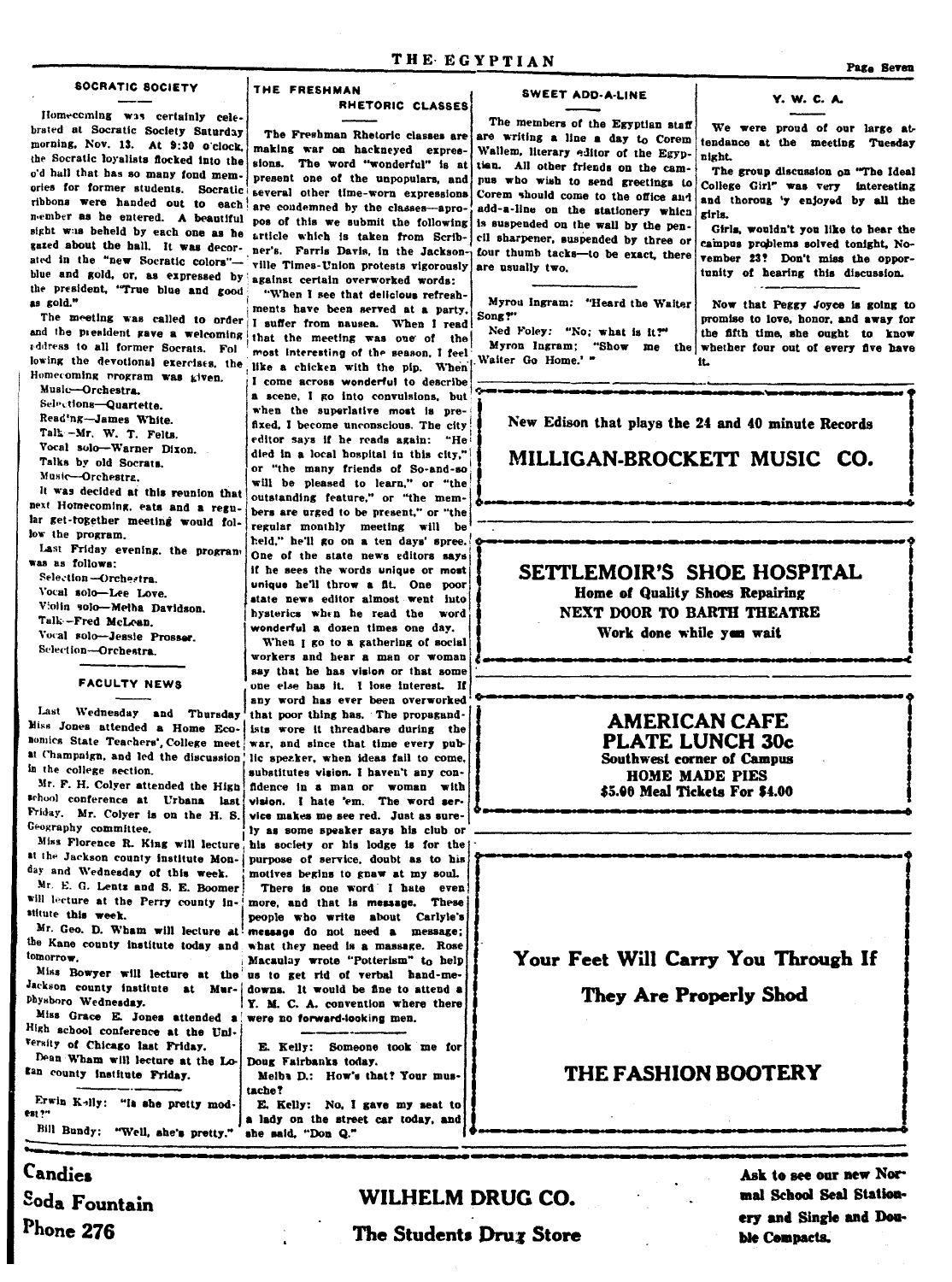## SOCRATIC SOCIETY

Homecoming was certainly celebrated at Socratic Society Saturday morning, Nov. 13. At 9:30 o'clock, the Socratic loyalists flocked into the old hall that has so many fond memories for former students. Socratic ribbons were handed out to each member as he entered. A beautiful sight was beheld by each one as he gazed about the hall. It was decorated in the "new Socratic colors"—blue and gold, or, as expressed by the president, "True blue and good as gold."

The meeting was called to order and the president gave a welcoming address to all former Socrats. Following the devotional exercises, the Homecoming program was given.

Music—Orchestra.
Selections—Quartette.
Reading—James White.
Talk—Mr. W. T. Felts.
Vocal solo—Warner Dixon.
Talks by old Socrats.
Music—Orchestra.

It was decided at this reunion that next Homecoming, eats and a regular get-together meeting would follow the program.

Last Friday evening, the program was as follows:

Selection—Orchestra.
Vocal solo—Lee Love.
Violin solo—Metha Davidson.
Talk—Fred McLean.
Vocal solo—Jessie Prosser.
Selection—Orchestra.

## FACULTY NEWS

Last Wednesday and Thursday Miss Jones attended a Home Economics State Teachers' College meet at Champaign, and led the discussion in the college section.

Mr. F. H. Colyer attended the High School conference at Urbana last Friday. Mr. Colyer is on the H. S. Geography committee.

Miss Florence R. King will lecture at the Jackson county institute Monday and Wednesday of this week.

Mr. E. G. Lentz and S. E. Boomer will lecture at the Perry county institute this week.

Mr. Geo. D. Wham will lecture at the Kane county institute today and tomorrow.

Miss Bowyer will lecture at the Jackson county institute at Murphysboro Wednesday.

Miss Grace E. Jones attended a High school conference at the University of Chicago last Friday.

Dean Wham will lecture at the Logan county institute Friday.

Erwin Kelly: "Is she pretty modest?"

Bill Bundy: "Well, she's pretty."

## THE FRESHMAN RHETORIC CLASSES

The Freshman Rhetoric classes are making war on hackneyed expressions. The word "wonderful" is at present one of the unpopulars, and several other time-worn expressions are condemned by the classes—apropos of this we submit the following article which is taken from Scribner's. Farris Davis, in the Jacksonville Times-Union protests vigorously against certain overworked words:

"When I see that delicious refreshments have been served at a party, I suffer from nausea. When I read that the meeting was one of the most interesting of the season, I feel like a chicken with the pip. When I come across wonderful to describe a scene, I go into convulsions, but when the superlative most is prefixed, I become unconscious. The city editor says if he reads again: "He died in a local hospital in this city," or "the many friends of So-and-so will be pleased to learn," or "the outstanding feature," or "the members are urged to be present," or "the regular monthly meeting will be held," he'll go on a ten days' spree. One of the state news editors says if he sees the words unique or most unique he'll throw a fit. One poor state news editor almost went into hysterics when he read the word wonderful a dozen times one day.

When I go to a gathering of social workers and hear a man or woman say that he has vision or that some one else has it. I lose interest. If any word has ever been overworked that poor thing has. The propagandists wore it threadbare during the war, and since that time every public speaker, when ideas fail to come, substitutes vision. I haven't any confidence in a man or woman with vision. I hate 'em. The word service makes me see red. Just as surely as some speaker says his club or his society or his lodge is for the purpose of service, doubt as to his motives begins to gnaw at my soul.

There is one word I hate even more, and that is message. These people who write about Carlyle's message do not need a message; what they need is a massage. Rose Macaulay wrote "Potterism" to help us to get rid of verbal hand-me-downs. It would be fine to attend a Y. M. C. A. convention where there were no forward-looking men.

E. Kelly: Someone took me for Doug Fairbanks today.

Melba D.: How's that? Your mustache?

E. Kelly: No, I gave my seat to a lady on the street car today, and she said, "Don Q."

## SWEET ADD-A-LINE

The members of the Egyptian staff are writing a line a day to Corem Wallem, literary editor of the Egyptian. All other friends on the campus who wish to send greetings to Corem should come to the office and add-a-line on the stationery which is suspended on the wall by the pencil sharpener, suspended by three or four thumb tacks—to be exact, there are usually two.

Myron Ingram: "Heard the Walter Song?"

Ned Foley: "No; what is it?"

Myron Ingram: "Show me the Walter Go Home.'"

## Y. W. C. A.

We were proud of our large attendance at the meeting Tuesday night.

The group discussion on "The Ideal College Girl" was very interesting and thoroughly enjoyed by all the girls.

Girls, wouldn't you like to hear the campus problems solved tonight, November 23? Don't miss the opportunity of hearing this discussion.

Now that Peggy Joyce is going to promise to love, honor, and away for the fifth time, she ought to know whether four out of every five have it.

---

New Edison that plays the 24 and 40 minute Records

**MILLIGAN-BROCKETT MUSIC CO.**

---

**SETTLEMOIR'S SHOE HOSPITAL**

**Home of Quality Shoes Repairing**

**NEXT DOOR TO BARTH THEATRE**

**Work done while you wait**

---

**AMERICAN CAFE**

**PLATE LUNCH 30c**

**Southwest corner of Campus**

**HOME MADE PIES**

**$5.00 Meal Tickets For $4.00**

---

**Your Feet Will Carry You Through If They Are Properly Shod**

**THE FASHION BOOTERY**

---

**Candies**
**Soda Fountain**
**Phone 276**

**WILHELM DRUG CO.**

**The Students Drug Store**

**Ask to see our new Normal School Seal Stationery and Single and Double Compacts.**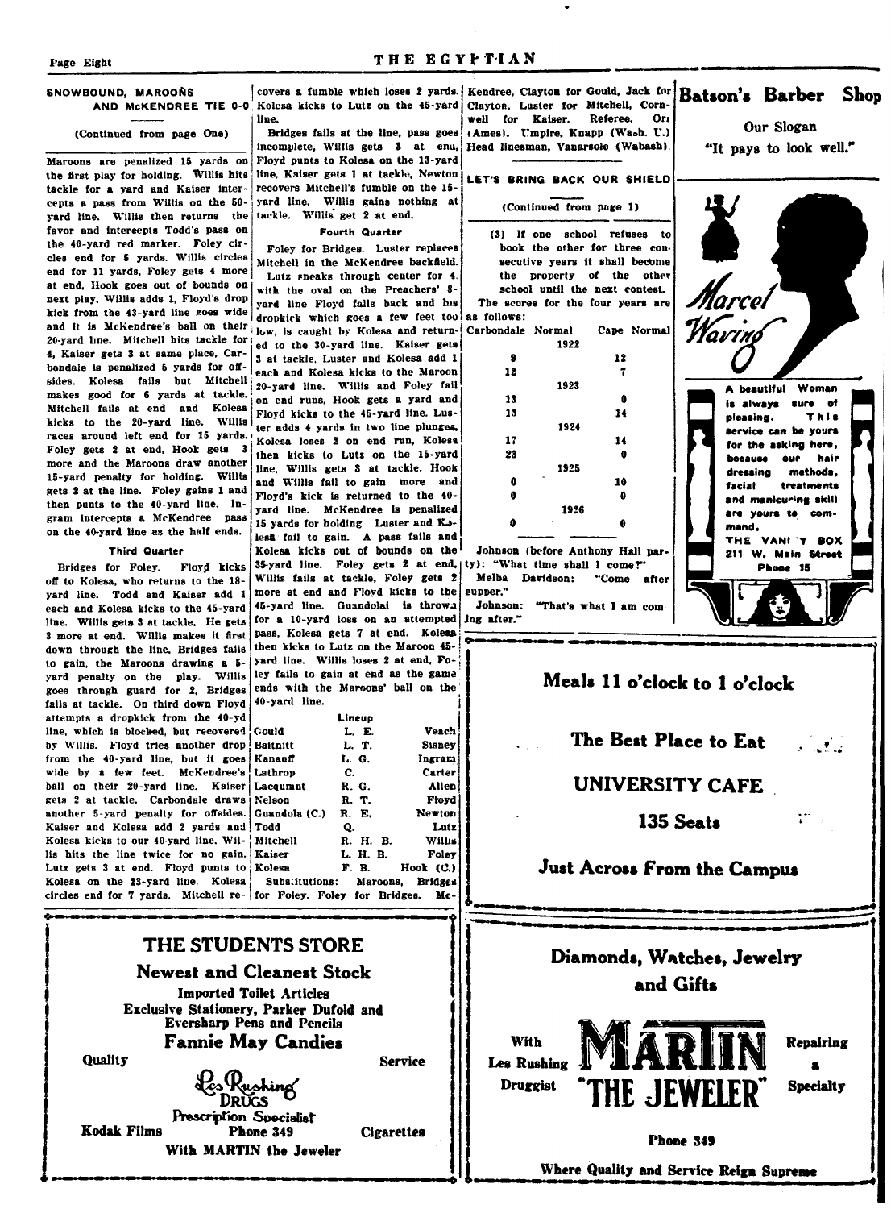## SNOWBOUND, MAROONS AND McKENDREE TIE 0-0

(Continued from page One)

Maroons are penalized 15 yards on the first play for holding. Willis hits tackle for a yard and Kaiser intercepts a pass from Willis on the 50-yard line. Willis then returns the favor and intercepts Todd's pass on the 40-yard red marker. Foley circles end for 5 yards. Willis circles end for 11 yards, Foley gets 4 more at end, Hook goes out of bounds on next play, Willis adds 1, Floyd's drop kick from the 43-yard line goes wide and it is McKendree's ball on their 20-yard line. Mitchell hits tackle for 4, Kaiser gets 3 at same place, Carbondale is penalized 5 yards for offsides. Kolesa fails but Mitchell makes good for 6 yards at tackle. Mitchell fails at end and Kolesa kicks to the 20-yard line. Willis races around left end for 15 yards. Foley gets 2 at end, Hook gets 3 more and the Maroons draw another 15-yard penalty for holding. Willis gets 2 at the line. Foley gains 1 and then punts to the 40-yard line. Ingram intercepts a McKendree pass on the 40-yard line as the half ends.

### Third Quarter

Bridges for Foley. Floyd kicks off to Kolesa, who returns to the 18-yard line. Todd and Kaiser add 1 each and Kolesa kicks to the 45-yard line. Willis gets 3 at tackle. He gets 3 more at end. Willis makes it first down through the line, Bridges fails to gain, the Maroons drawing a 5-yard penalty on the play. Willis goes through guard for 2, Bridges fails at tackle. On third down Floyd attempts a dropkick from the 40-yd line, which is blocked, but recovered by Willis. Floyd tries another drop from the 40-yard line, but it goes wide by a few feet. McKendree's ball on their 20-yard line. Kaiser gets 2 at tackle. Carbondale draws another 5-yard penalty for offsides. Kaiser and Kolesa add 2 yards and Kolesa kicks to our 40-yard line. Willis hits the line twice for no gain. Lutz gets 3 at end. Floyd punts to Kolesa on the 23-yard line. Kolesa circles end for 7 yards. Mitchell recovers a fumble which loses 2 yards. Kolesa kicks to Lutz on the 45-yard line.

Bridges fails at the line, pass goes incomplete, Willis gets 3 at end, Floyd punts to Kolesa on the 13-yard line, Kaiser gets 1 at tackle, Newton recovers Mitchell's fumble on the 15-yard line. Willis gains nothing at tackle. Willis get 2 at end.

### Fourth Quarter

Foley for Bridges. Luster replaces Mitchell in the McKendree backfield.

Lutz sneaks through center for 4 with the oval on the Preachers' 8-yard line Floyd falls back and his dropkick which goes a few feet too low, is caught by Kolesa and returned to the 30-yard line. Kaiser gets 3 at tackle. Luster and Kolesa add 1 each and Kolesa kicks to the Maroon 20-yard line. Willis and Foley fail on end runs, Hook gets a yard and Floyd kicks to the 45-yard line. Luster adds 4 yards in two line plunges. Kolesa loses 2 on end run, Kolesa then kicks to Lutz on the 15-yard line, Willis gets 3 at tackle. Hook and Willis fail to gain more and Floyd's kick is returned to the 40-yard line. McKendree is penalized 15 yards for holding. Luster and Kolesa fail to gain. A pass fails and Kolesa kicks out of bounds on the 35-yard line. Foley gets 2 at end, Willis fails at tackle, Foley gets 2 more at end and Floyd kicks to the 45-yard line. Guandolai is thrown for a 10-yard loss on an attempted pass. Kolesa gets 7 at end. Kolesa then kicks to Lutz on the Maroon 45-yard line. Willis loses 2 at end, Foley fails to gain at end as the game ends with the Maroons' ball on the 40-yard line.

| | Lineup | |
|---|---|---|
| Gould | L. E. | Veach |
| Baitnitt | L. T. | Sisney |
| Kanauff | L. G. | Ingram |
| Lathrop | C. | Carter |
| Lacqumnt | R. G. | Allen |
| Nelson | R. T. | Floyd |
| Guandola (C.) | R. E. | Newton |
| Todd | Q. | Lutz |
| Mitchell | R. H. B. | Willis |
| Kaiser | L. H. B. | Foley |
| Kolesa | F. B. | Hook (C.) |

Substitutions: Maroons, Bridges for Foley, Foley for Bridges. McKendree, Clayton for Gould, Jack for Clayton, Luster for Mitchell, Cornwell for Kaiser. Referee, Ori (Ames). Umpire, Knapp (Wash. U.) Head linesman, Vanarsole (Wabash).

## LET'S BRING BACK OUR SHIELD

(Continued from page 1)

(3) If one school refuses to book the other for three consecutive years it shall become the property of the other school until the next contest.

The scores for the four years are as follows:

| Carbondale Normal | | Cape Normal |
|---|---|---|
| | 1922 | |
| 9 | | 12 |
| 12 | | 7 |
| | 1923 | |
| 13 | | 0 |
| 13 | | 14 |
| | 1924 | |
| 17 | | 14 |
| 23 | | 0 |
| | 1925 | |
| 0 | | 10 |
| 0 | | 0 |
| | 1926 | |
| 0 | | 0 |

Johnson (before Anthony Hall party): "What time shall I come?"

Melba Davidson: "Come after supper."

Johnson: "That's what I am coming after."

## Batson's Barber Shop

Our Slogan

"It pays to look well."

Marcel Waving

A beautiful Woman is always sure of pleasing. This service can be yours for the asking here, because our hair dressing methods, facial treatments and manicuring skill are yours to command.

THE VANITY BOX
211 W. Main Street
Phone 15

## Meals 11 o'clock to 1 o'clock

## The Best Place to Eat

## UNIVERSITY CAFE

## 135 Seats

## Just Across From the Campus

## THE STUDENTS STORE

### Newest and Cleanest Stock

Imported Toilet Articles

Exclusive Stationery, Parker Dufold and Eversharp Pens and Pencils

**Fannie May Candies**

Quality — Service

Les Rushing DRUGS

Prescription Specialist

Kodak Films — Phone 349 — Cigarettes

With MARTIN the Jeweler

## Diamonds, Watches, Jewelry and Gifts

With Les Rushing Druggist

MARTIN "THE JEWELER"

Repairing a Specialty

Phone 349

Where Quality and Service Reign Supreme